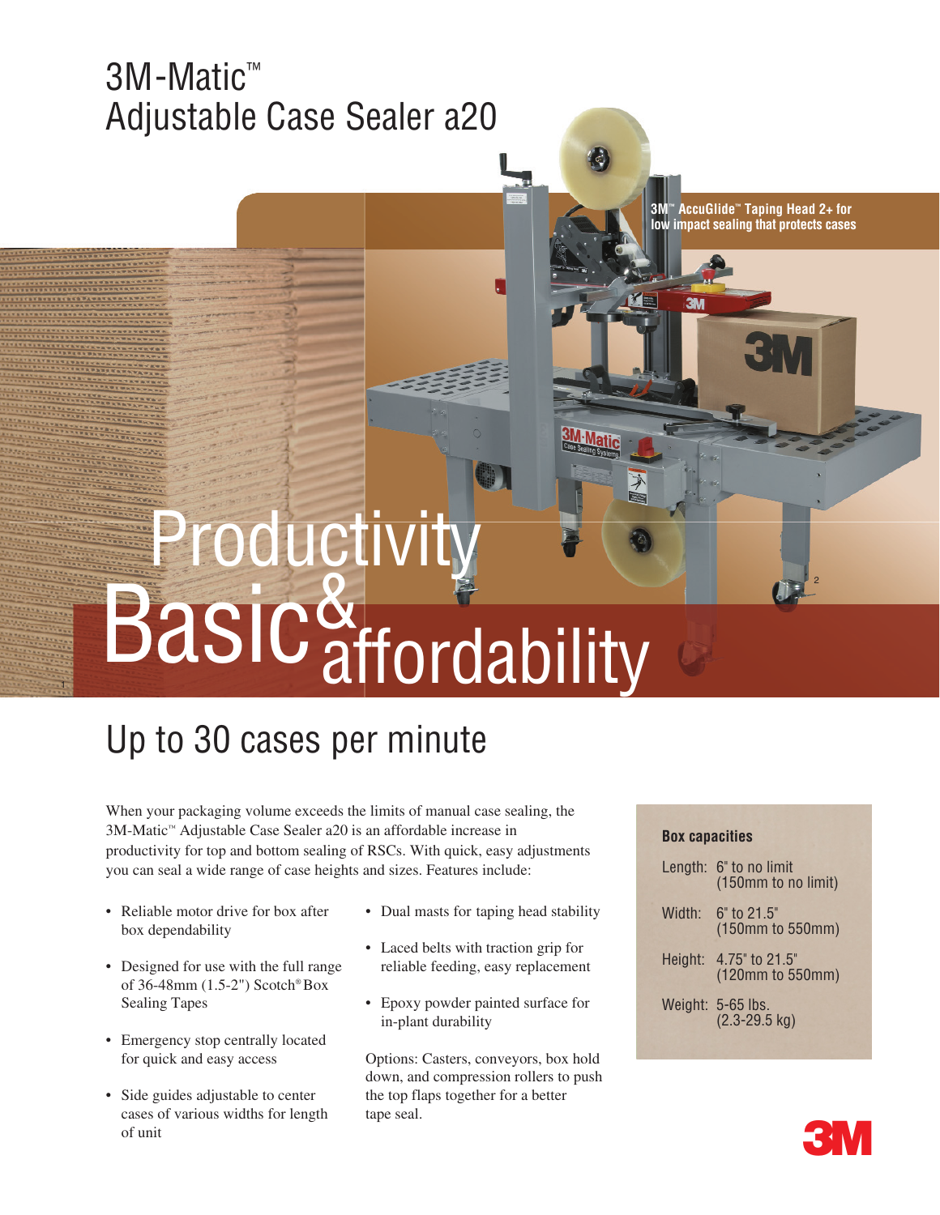# 3M-Matic™ Adjustable Case Sealer a20

3M™ AccuGlide™ Taping Head 2+ for low impact sealing that protects cases

# Productivity & Basic affordability

## Up to 30 cases per minute

When your packaging volume exceeds the limits of manual case sealing, the 3M-Matic™ Adjustable Case Sealer a20 is an affordable increase in productivity for top and bottom sealing of RSCs. With quick, easy adjustments you can seal a wide range of case heights and sizes. Features include:

- Reliable motor drive for box after box dependability
- Designed for use with the full range of 36-48mm (1.5-2") Scotch® Box Sealing Tapes
- Emergency stop centrally located for quick and easy access
- Side guides adjustable to center cases of various widths for length of unit
- Dual masts for taping head stability
- Laced belts with traction grip for reliable feeding, easy replacement
- Epoxy powder painted surface for in-plant durability

Options: Casters, conveyors, box hold down, and compression rollers to push the top flaps together for a better tape seal.

**Box capacities**

| | |
|---|---|
| Length: | 6" to no limit (150mm to no limit) |
| Width: | 6" to 21.5" (150mm to 550mm) |
| Height: | 4.75" to 21.5" (120mm to 550mm) |
| Weight: | 5-65 lbs. (2.3-29.5 kg) |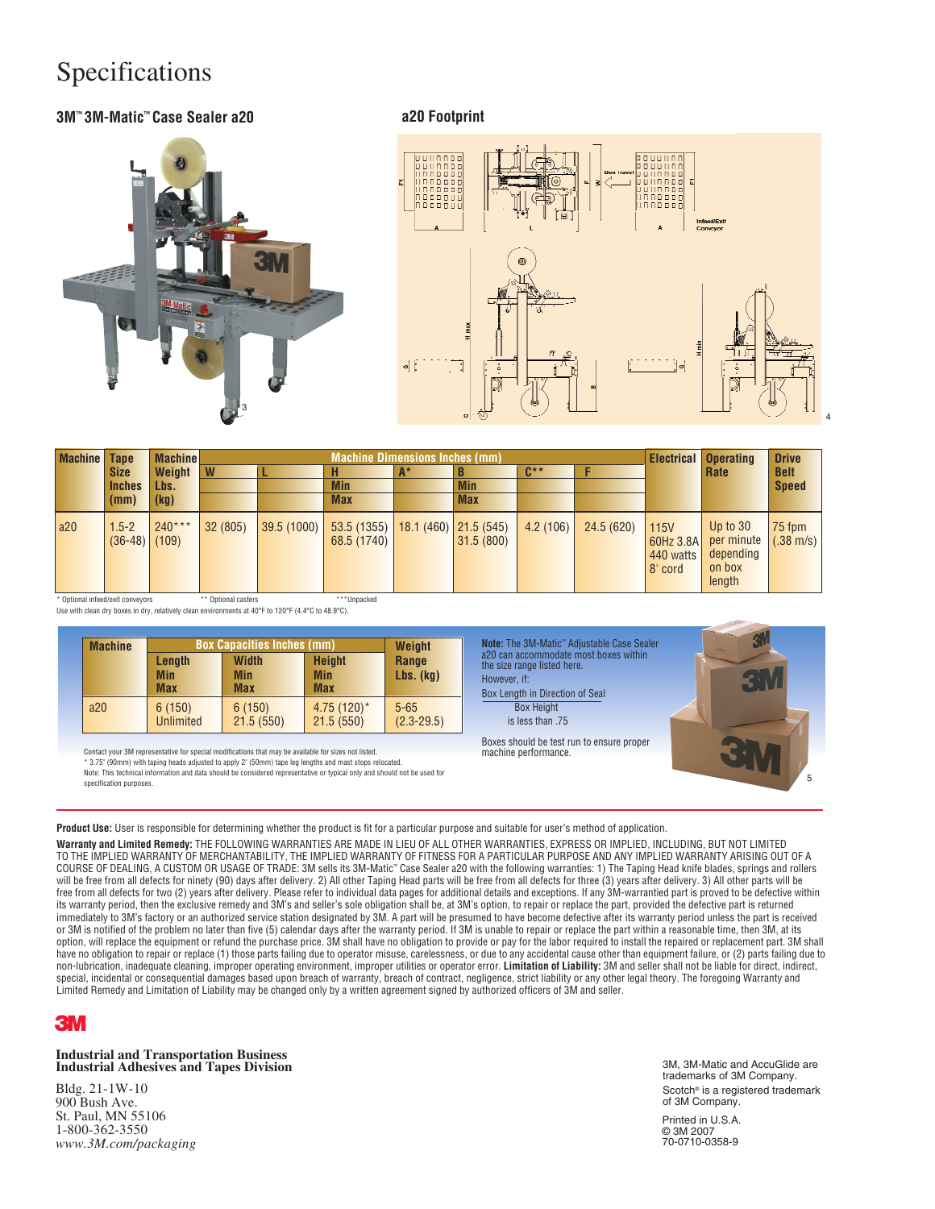# Specifications

### 3M™ 3M-Matic™ Case Sealer a20

### a20 Footprint

| Machine | Tape Size Inches (mm) | Machine Weight Lbs. (kg) | Machine Dimensions Inches (mm) | | | | | | | Electrical | Operating Rate | Drive Belt Speed |
|---|---|---|---|---|---|---|---|---|---|---|---|---|
| | | | W | L | H Min Max | A* | B Min Max | C** | F | | | |
| a20 | 1.5-2 (36-48) | 240*** (109) | 32 (805) | 39.5 (1000) | 53.5 (1355) 68.5 (1740) | 18.1 (460) | 21.5 (545) 31.5 (800) | 4.2 (106) | 24.5 (620) | 115V 60Hz 3.8A 440 watts 8' cord | Up to 30 per minute depending on box length | 75 fpm (.38 m/s) |

\* Optional infeed/exit conveyors   ** Optional casters   ***Unpacked

Use with clean dry boxes in dry, relatively clean environments at 40°F to 120°F (4.4°C to 48.9°C).

| Machine | Box Capacities Inches (mm) | | | Weight Range Lbs. (kg) |
|---|---|---|---|---|
| | Length Min Max | Width Min Max | Height Min Max | |
| a20 | 6 (150) Unlimited | 6 (150) 21.5 (550) | 4.75 (120)* 21.5 (550) | 5-65 (2.3-29.5) |

Contact your 3M representative for special modifications that may be available for sizes not listed.

\* 3.75" (90mm) with taping heads adjusted to apply 2" (50mm) tape leg lengths and mast stops relocated.

Note: This technical information and data should be considered representative or typical only and should not be used for specification purposes.

**Note:** The 3M-Matic™ Adjustable Case Sealer a20 can accommodate most boxes within the size range listed here.

However, if:

Box Length in Direction of Seal / Box Height is less than .75

Boxes should be test run to ensure proper machine performance.

**Product Use:** User is responsible for determining whether the product is fit for a particular purpose and suitable for user's method of application.

**Warranty and Limited Remedy:** THE FOLLOWING WARRANTIES ARE MADE IN LIEU OF ALL OTHER WARRANTIES, EXPRESS OR IMPLIED, INCLUDING, BUT NOT LIMITED TO THE IMPLIED WARRANTY OF MERCHANTABILITY, THE IMPLIED WARRANTY OF FITNESS FOR A PARTICULAR PURPOSE AND ANY IMPLIED WARRANTY ARISING OUT OF A COURSE OF DEALING, A CUSTOM OR USAGE OF TRADE: 3M sells its 3M-Matic™ Case Sealer a20 with the following warranties: 1) The Taping Head knife blades, springs and rollers will be free from all defects for ninety (90) days after delivery. 2) All other Taping Head parts will be free from all defects for three (3) years after delivery. 3) All other parts will be free from all defects for two (2) years after delivery. Please refer to individual data pages for additional details and exceptions. If any 3M-warrantied part is proved to be defective within its warranty period, then the exclusive remedy and 3M's and seller's sole obligation shall be, at 3M's option, to repair or replace the part, provided the defective part is returned immediately to 3M's factory or an authorized service station designated by 3M. A part will be presumed to have become defective after its warranty period unless the part is received or 3M is notified of the problem no later than five (5) calendar days after the warranty period. If 3M is unable to repair or replace the part within a reasonable time, then 3M, at its option, will replace the equipment or refund the purchase price. 3M shall have no obligation to provide or pay for the labor required to install the repaired or replacement part. 3M shall have no obligation to repair or replace (1) those parts failing due to operator misuse, carelessness, or due to any accidental cause other than equipment failure, or (2) parts failing due to non-lubrication, inadequate cleaning, improper operating environment, improper utilities or operator error. **Limitation of Liability:** 3M and seller shall not be liable for direct, indirect, special, incidental or consequential damages based upon breach of warranty, breach of contract, negligence, strict liability or any other legal theory. The foregoing Warranty and Limited Remedy and Limitation of Liability may be changed only by a written agreement signed by authorized officers of 3M and seller.

**3M**

**Industrial and Transportation Business**
**Industrial Adhesives and Tapes Division**

Bldg. 21-1W-10
900 Bush Ave.
St. Paul, MN 55106
1-800-362-3550
*www.3M.com/packaging*

3M, 3M-Matic and AccuGlide are trademarks of 3M Company.

Scotch® is a registered trademark of 3M Company.

Printed in U.S.A.
© 3M 2007
70-0710-0358-9